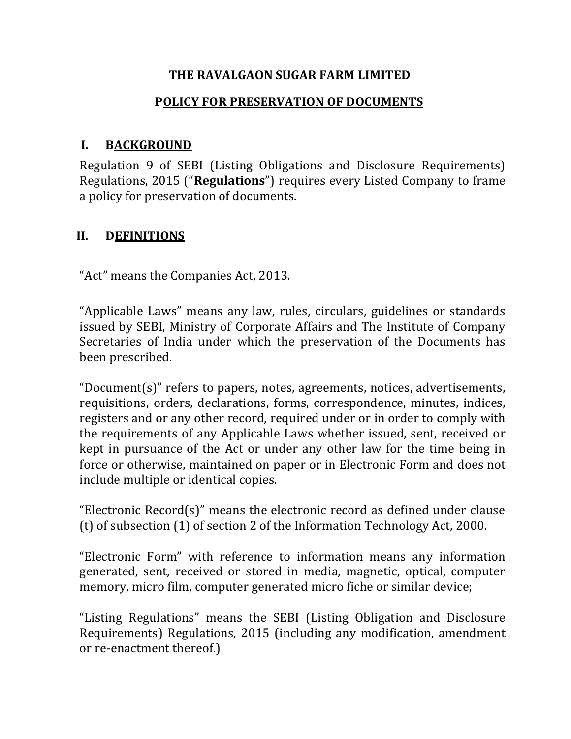# THE RAVALGAON SUGAR FARM LIMITED

## POLICY FOR PRESERVATION OF DOCUMENTS

### I. BACKGROUND

Regulation 9 of SEBI (Listing Obligations and Disclosure Requirements) Regulations, 2015 ("**Regulations**") requires every Listed Company to frame a policy for preservation of documents.

### II. DEFINITIONS

"Act" means the Companies Act, 2013.

"Applicable Laws" means any law, rules, circulars, guidelines or standards issued by SEBI, Ministry of Corporate Affairs and The Institute of Company Secretaries of India under which the preservation of the Documents has been prescribed.

"Document(s)" refers to papers, notes, agreements, notices, advertisements, requisitions, orders, declarations, forms, correspondence, minutes, indices, registers and or any other record, required under or in order to comply with the requirements of any Applicable Laws whether issued, sent, received or kept in pursuance of the Act or under any other law for the time being in force or otherwise, maintained on paper or in Electronic Form and does not include multiple or identical copies.

"Electronic Record(s)" means the electronic record as defined under clause (t) of subsection (1) of section 2 of the Information Technology Act, 2000.

"Electronic Form" with reference to information means any information generated, sent, received or stored in media, magnetic, optical, computer memory, micro film, computer generated micro fiche or similar device;

"Listing Regulations" means the SEBI (Listing Obligation and Disclosure Requirements) Regulations, 2015 (including any modification, amendment or re-enactment thereof.)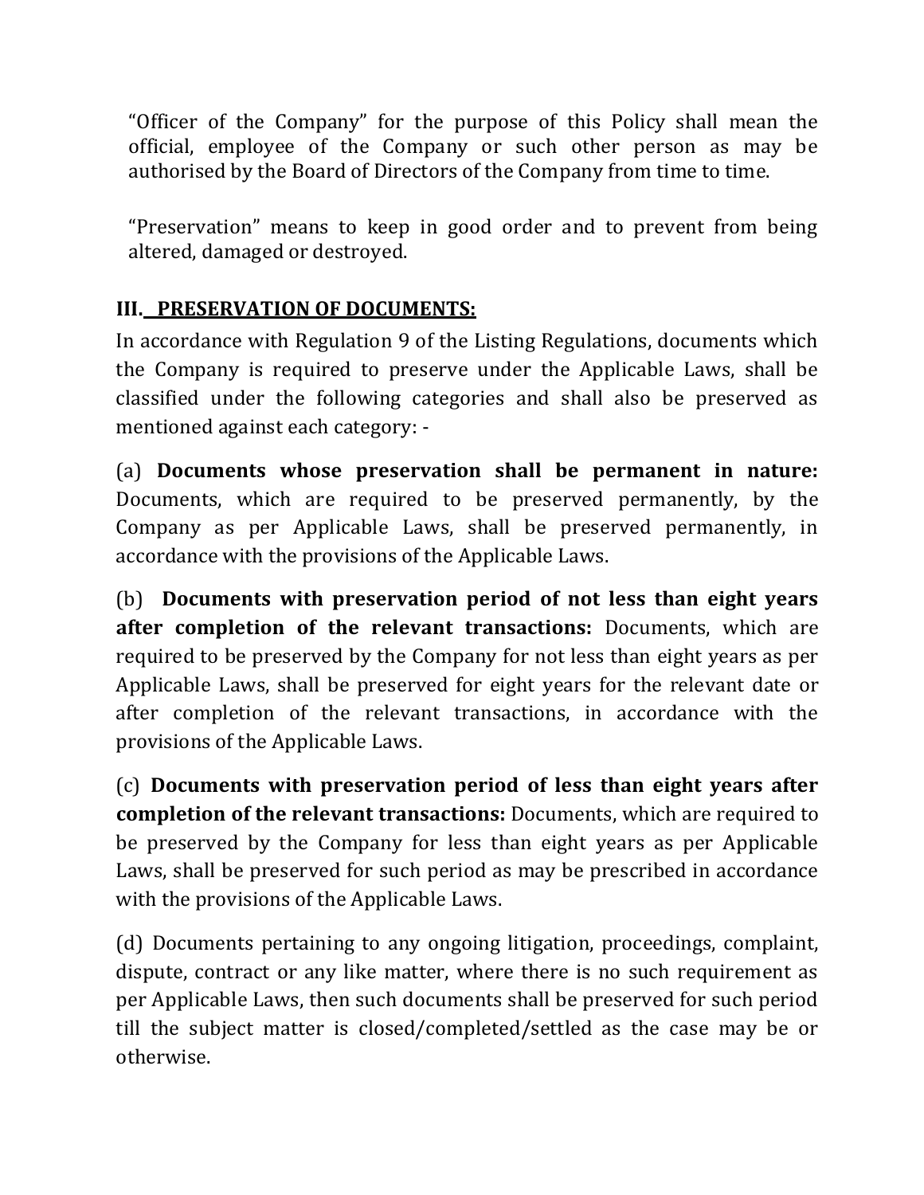"Officer of the Company" for the purpose of this Policy shall mean the official, employee of the Company or such other person as may be authorised by the Board of Directors of the Company from time to time.

"Preservation" means to keep in good order and to prevent from being altered, damaged or destroyed.

## III. PRESERVATION OF DOCUMENTS:

In accordance with Regulation 9 of the Listing Regulations, documents which the Company is required to preserve under the Applicable Laws, shall be classified under the following categories and shall also be preserved as mentioned against each category: -

(a) **Documents whose preservation shall be permanent in nature:** Documents, which are required to be preserved permanently, by the Company as per Applicable Laws, shall be preserved permanently, in accordance with the provisions of the Applicable Laws.

(b) **Documents with preservation period of not less than eight years after completion of the relevant transactions:** Documents, which are required to be preserved by the Company for not less than eight years as per Applicable Laws, shall be preserved for eight years for the relevant date or after completion of the relevant transactions, in accordance with the provisions of the Applicable Laws.

(c) **Documents with preservation period of less than eight years after completion of the relevant transactions:** Documents, which are required to be preserved by the Company for less than eight years as per Applicable Laws, shall be preserved for such period as may be prescribed in accordance with the provisions of the Applicable Laws.

(d) Documents pertaining to any ongoing litigation, proceedings, complaint, dispute, contract or any like matter, where there is no such requirement as per Applicable Laws, then such documents shall be preserved for such period till the subject matter is closed/completed/settled as the case may be or otherwise.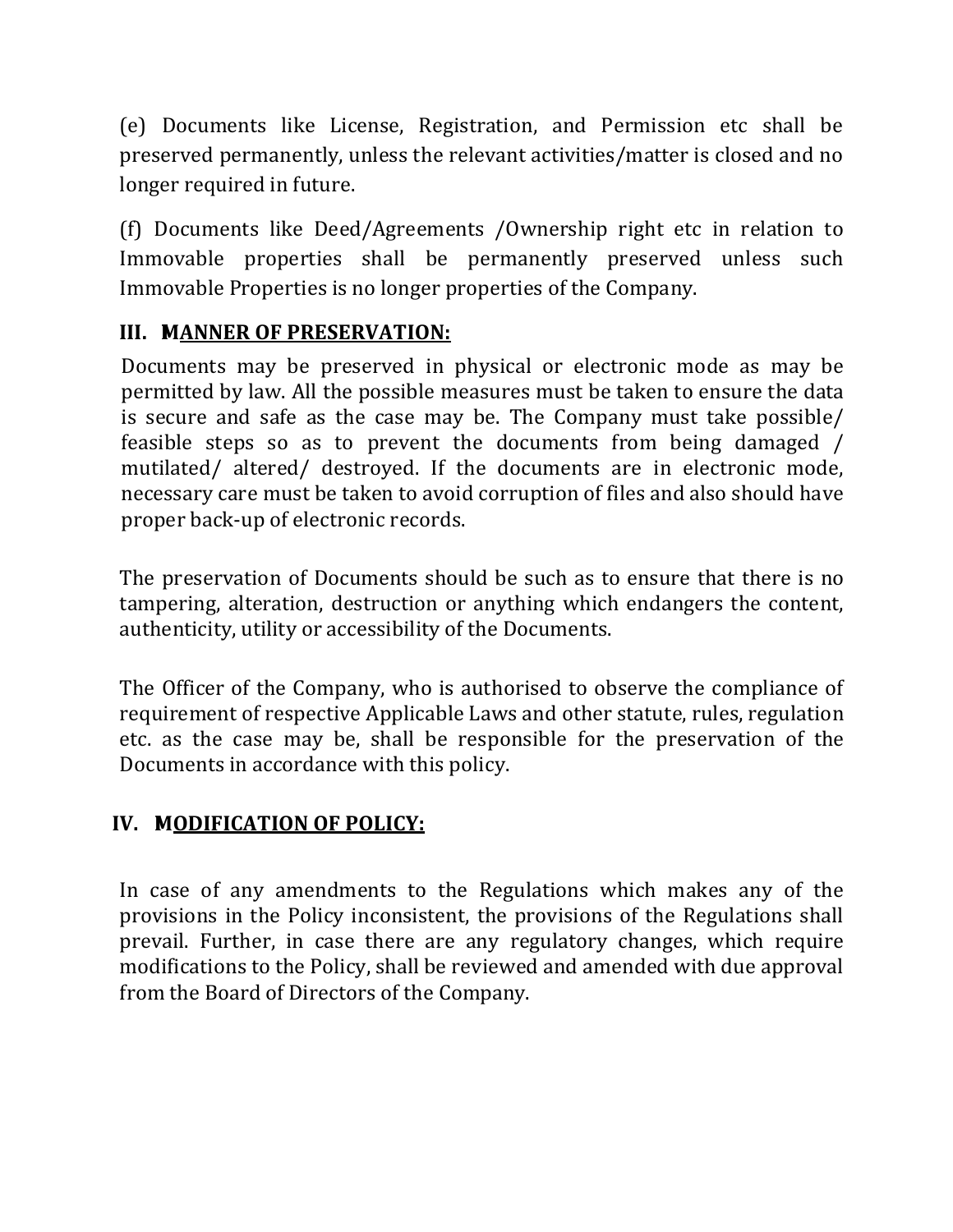(e) Documents like License, Registration, and Permission etc shall be preserved permanently, unless the relevant activities/matter is closed and no longer required in future.

(f) Documents like Deed/Agreements /Ownership right etc in relation to Immovable properties shall be permanently preserved unless such Immovable Properties is no longer properties of the Company.

## III. MANNER OF PRESERVATION:

Documents may be preserved in physical or electronic mode as may be permitted by law. All the possible measures must be taken to ensure the data is secure and safe as the case may be. The Company must take possible/ feasible steps so as to prevent the documents from being damaged / mutilated/ altered/ destroyed. If the documents are in electronic mode, necessary care must be taken to avoid corruption of files and also should have proper back-up of electronic records.

The preservation of Documents should be such as to ensure that there is no tampering, alteration, destruction or anything which endangers the content, authenticity, utility or accessibility of the Documents.

The Officer of the Company, who is authorised to observe the compliance of requirement of respective Applicable Laws and other statute, rules, regulation etc. as the case may be, shall be responsible for the preservation of the Documents in accordance with this policy.

## IV. MODIFICATION OF POLICY:

In case of any amendments to the Regulations which makes any of the provisions in the Policy inconsistent, the provisions of the Regulations shall prevail. Further, in case there are any regulatory changes, which require modifications to the Policy, shall be reviewed and amended with due approval from the Board of Directors of the Company.